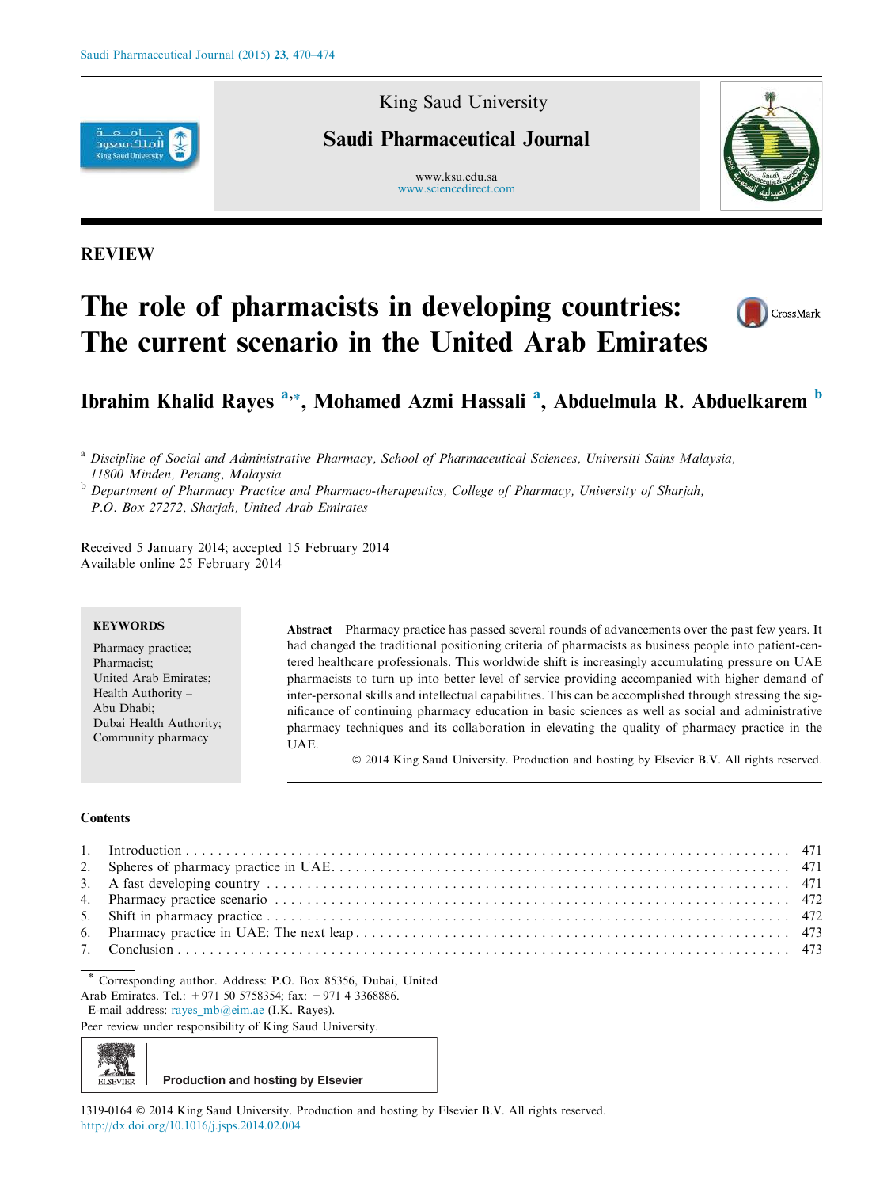REVIEW

# The role of pharmacists in developing countries: The current scenario in the United Arab Emirates

**Ibrahim Khalid Rayes** [a,*], **Mohamed Azmi Hassali** [a], **Abduelmula R. Abduelkarem** [b]

[a] *Discipline of Social and Administrative Pharmacy, School of Pharmaceutical Sciences, Universiti Sains Malaysia, 11800 Minden, Penang, Malaysia*

[b] *Department of Pharmacy Practice and Pharmaco-therapeutics, College of Pharmacy, University of Sharjah, P.O. Box 27272, Sharjah, United Arab Emirates*

Received 5 January 2014; accepted 15 February 2014
Available online 25 February 2014

**KEYWORDS**

Pharmacy practice;
Pharmacist;
United Arab Emirates;
Health Authority – Abu Dhabi;
Dubai Health Authority;
Community pharmacy

**Abstract** Pharmacy practice has passed several rounds of advancements over the past few years. It had changed the traditional positioning criteria of pharmacists as business people into patient-centered healthcare professionals. This worldwide shift is increasingly accumulating pressure on UAE pharmacists to turn up into better level of service providing accompanied with higher demand of inter-personal skills and intellectual capabilities. This can be accomplished through stressing the significance of continuing pharmacy education in basic sciences as well as social and administrative pharmacy techniques and its collaboration in elevating the quality of pharmacy practice in the UAE.

© 2014 King Saud University. Production and hosting by Elsevier B.V. All rights reserved.

**Contents**

1. Introduction . . . 471
2. Spheres of pharmacy practice in UAE. . . . 471
3. A fast developing country . . . 471
4. Pharmacy practice scenario . . . 472
5. Shift in pharmacy practice . . . 472
6. Pharmacy practice in UAE: The next leap . . . 473
7. Conclusion . . . 473

\* Corresponding author. Address: P.O. Box 85356, Dubai, United Arab Emirates. Tel.: +971 50 5758354; fax: +971 4 3368886.
E-mail address: rayes_mb@eim.ae (I.K. Rayes).

Peer review under responsibility of King Saud University.

Production and hosting by Elsevier

1319-0164 © 2014 King Saud University. Production and hosting by Elsevier B.V. All rights reserved.
http://dx.doi.org/10.1016/j.jsps.2014.02.004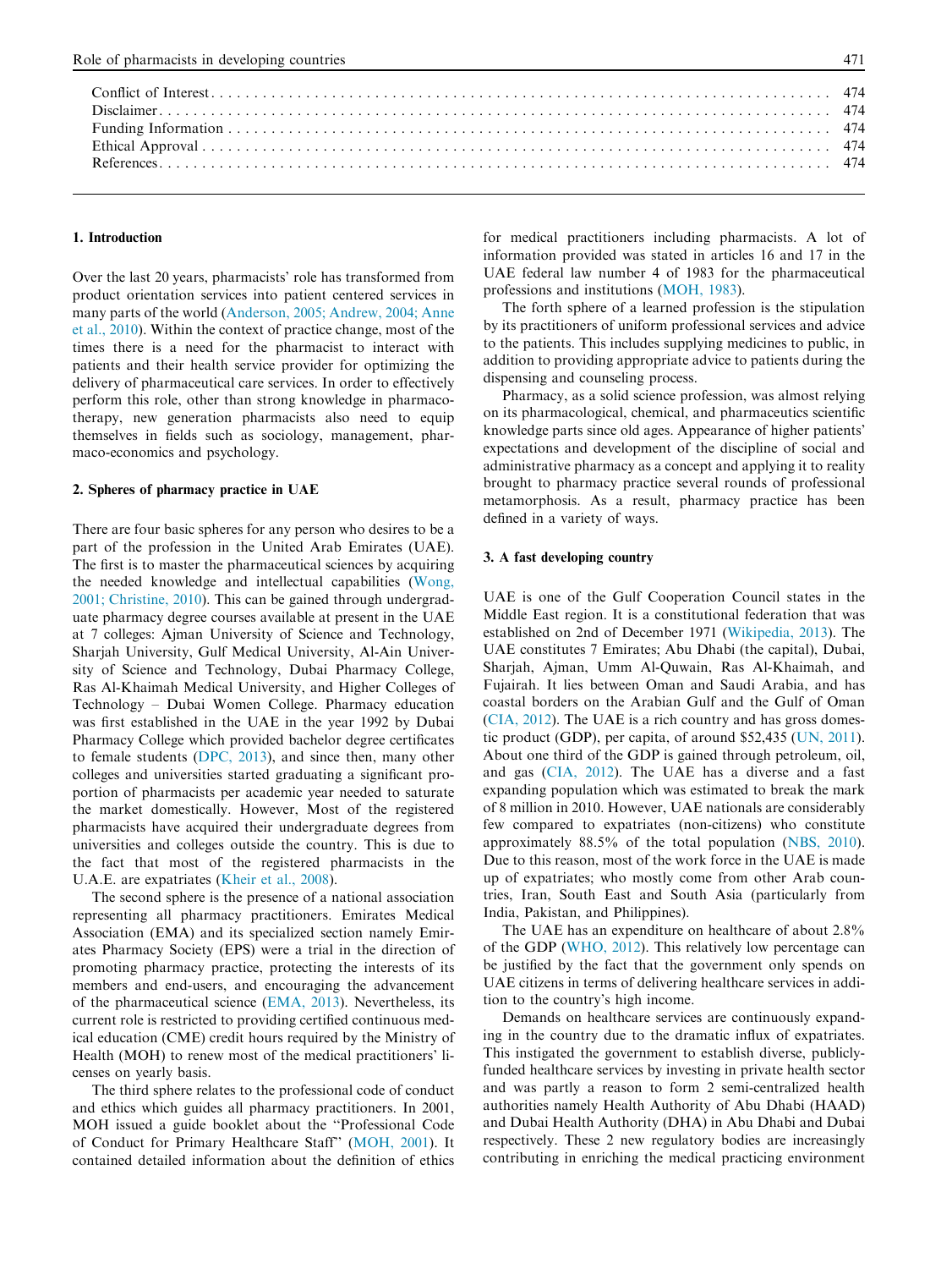| | |
|---|---|
| Conflict of Interest | 474 |
| Disclaimer | 474 |
| Funding Information | 474 |
| Ethical Approval | 474 |
| References | 474 |

## 1. Introduction

Over the last 20 years, pharmacists' role has transformed from product orientation services into patient centered services in many parts of the world (Anderson, 2005; Andrew, 2004; Anne et al., 2010). Within the context of practice change, most of the times there is a need for the pharmacist to interact with patients and their health service provider for optimizing the delivery of pharmaceutical care services. In order to effectively perform this role, other than strong knowledge in pharmacotherapy, new generation pharmacists also need to equip themselves in fields such as sociology, management, pharmaco-economics and psychology.

## 2. Spheres of pharmacy practice in UAE

There are four basic spheres for any person who desires to be a part of the profession in the United Arab Emirates (UAE). The first is to master the pharmaceutical sciences by acquiring the needed knowledge and intellectual capabilities (Wong, 2001; Christine, 2010). This can be gained through undergraduate pharmacy degree courses available at present in the UAE at 7 colleges: Ajman University of Science and Technology, Sharjah University, Gulf Medical University, Al-Ain University of Science and Technology, Dubai Pharmacy College, Ras Al-Khaimah Medical University, and Higher Colleges of Technology – Dubai Women College. Pharmacy education was first established in the UAE in the year 1992 by Dubai Pharmacy College which provided bachelor degree certificates to female students (DPC, 2013), and since then, many other colleges and universities started graduating a significant proportion of pharmacists per academic year needed to saturate the market domestically. However, Most of the registered pharmacists have acquired their undergraduate degrees from universities and colleges outside the country. This is due to the fact that most of the registered pharmacists in the U.A.E. are expatriates (Kheir et al., 2008).

The second sphere is the presence of a national association representing all pharmacy practitioners. Emirates Medical Association (EMA) and its specialized section namely Emirates Pharmacy Society (EPS) were a trial in the direction of promoting pharmacy practice, protecting the interests of its members and end-users, and encouraging the advancement of the pharmaceutical science (EMA, 2013). Nevertheless, its current role is restricted to providing certified continuous medical education (CME) credit hours required by the Ministry of Health (MOH) to renew most of the medical practitioners' licenses on yearly basis.

The third sphere relates to the professional code of conduct and ethics which guides all pharmacy practitioners. In 2001, MOH issued a guide booklet about the "Professional Code of Conduct for Primary Healthcare Staff" (MOH, 2001). It contained detailed information about the definition of ethics for medical practitioners including pharmacists. A lot of information provided was stated in articles 16 and 17 in the UAE federal law number 4 of 1983 for the pharmaceutical professions and institutions (MOH, 1983).

The forth sphere of a learned profession is the stipulation by its practitioners of uniform professional services and advice to the patients. This includes supplying medicines to public, in addition to providing appropriate advice to patients during the dispensing and counseling process.

Pharmacy, as a solid science profession, was almost relying on its pharmacological, chemical, and pharmaceutics scientific knowledge parts since old ages. Appearance of higher patients' expectations and development of the discipline of social and administrative pharmacy as a concept and applying it to reality brought to pharmacy practice several rounds of professional metamorphosis. As a result, pharmacy practice has been defined in a variety of ways.

## 3. A fast developing country

UAE is one of the Gulf Cooperation Council states in the Middle East region. It is a constitutional federation that was established on 2nd of December 1971 (Wikipedia, 2013). The UAE constitutes 7 Emirates; Abu Dhabi (the capital), Dubai, Sharjah, Ajman, Umm Al-Quwain, Ras Al-Khaimah, and Fujairah. It lies between Oman and Saudi Arabia, and has coastal borders on the Arabian Gulf and the Gulf of Oman (CIA, 2012). The UAE is a rich country and has gross domestic product (GDP), per capita, of around $52,435 (UN, 2011). About one third of the GDP is gained through petroleum, oil, and gas (CIA, 2012). The UAE has a diverse and a fast expanding population which was estimated to break the mark of 8 million in 2010. However, UAE nationals are considerably few compared to expatriates (non-citizens) who constitute approximately 88.5% of the total population (NBS, 2010). Due to this reason, most of the work force in the UAE is made up of expatriates; who mostly come from other Arab countries, Iran, South East and South Asia (particularly from India, Pakistan, and Philippines).

The UAE has an expenditure on healthcare of about 2.8% of the GDP (WHO, 2012). This relatively low percentage can be justified by the fact that the government only spends on UAE citizens in terms of delivering healthcare services in addition to the country's high income.

Demands on healthcare services are continuously expanding in the country due to the dramatic influx of expatriates. This instigated the government to establish diverse, publicly-funded healthcare services by investing in private health sector and was partly a reason to form 2 semi-centralized health authorities namely Health Authority of Abu Dhabi (HAAD) and Dubai Health Authority (DHA) in Abu Dhabi and Dubai respectively. These 2 new regulatory bodies are increasingly contributing in enriching the medical practicing environment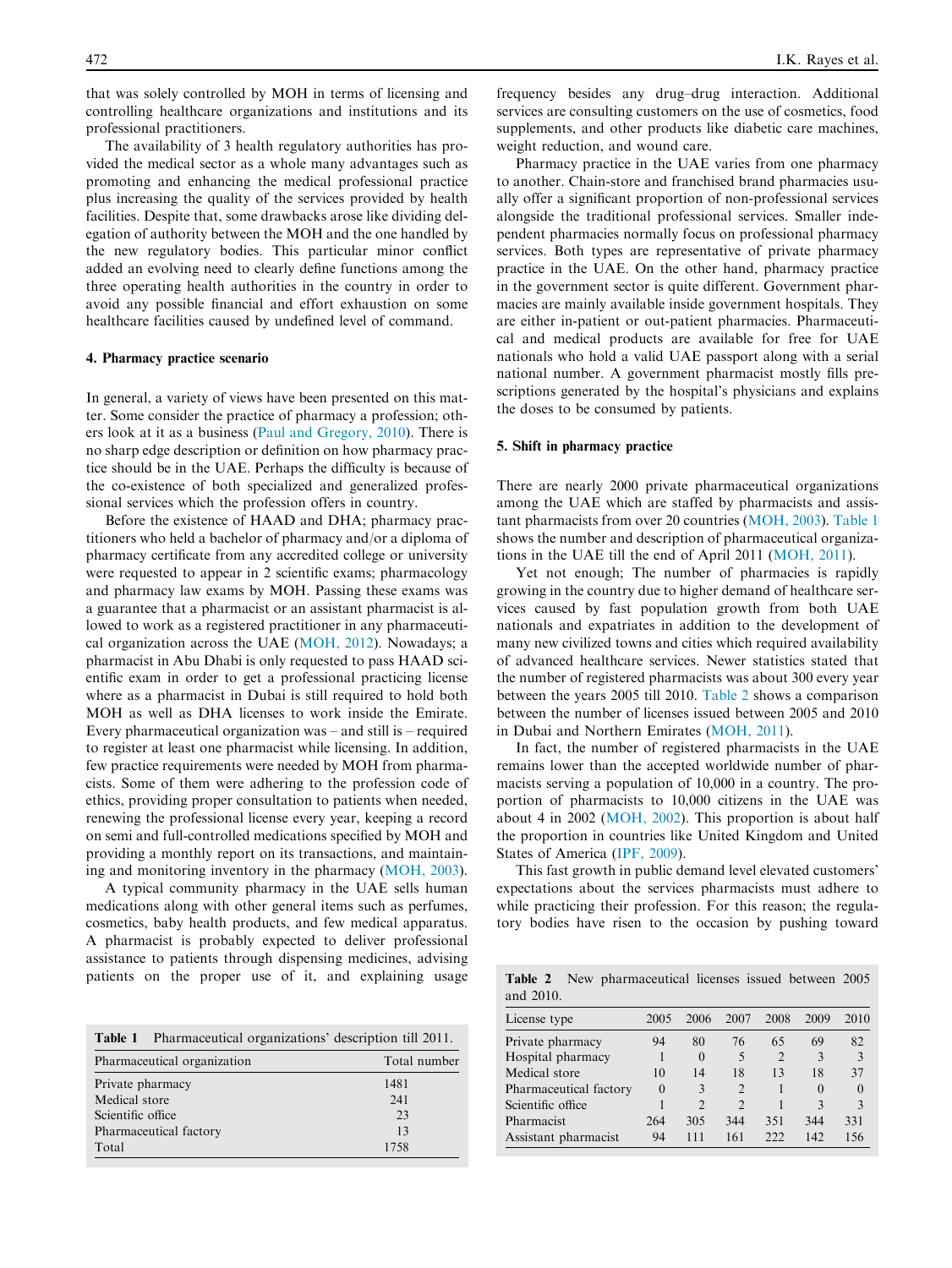that was solely controlled by MOH in terms of licensing and controlling healthcare organizations and institutions and its professional practitioners.

The availability of 3 health regulatory authorities has provided the medical sector as a whole many advantages such as promoting and enhancing the medical professional practice plus increasing the quality of the services provided by health facilities. Despite that, some drawbacks arose like dividing delegation of authority between the MOH and the one handled by the new regulatory bodies. This particular minor conflict added an evolving need to clearly define functions among the three operating health authorities in the country in order to avoid any possible financial and effort exhaustion on some healthcare facilities caused by undefined level of command.

## 4. Pharmacy practice scenario

In general, a variety of views have been presented on this matter. Some consider the practice of pharmacy a profession; others look at it as a business (Paul and Gregory, 2010). There is no sharp edge description or definition on how pharmacy practice should be in the UAE. Perhaps the difficulty is because of the co-existence of both specialized and generalized professional services which the profession offers in country.

Before the existence of HAAD and DHA; pharmacy practitioners who held a bachelor of pharmacy and/or a diploma of pharmacy certificate from any accredited college or university were requested to appear in 2 scientific exams; pharmacology and pharmacy law exams by MOH. Passing these exams was a guarantee that a pharmacist or an assistant pharmacist is allowed to work as a registered practitioner in any pharmaceutical organization across the UAE (MOH, 2012). Nowadays; a pharmacist in Abu Dhabi is only requested to pass HAAD scientific exam in order to get a professional practicing license where as a pharmacist in Dubai is still required to hold both MOH as well as DHA licenses to work inside the Emirate. Every pharmaceutical organization was – and still is – required to register at least one pharmacist while licensing. In addition, few practice requirements were needed by MOH from pharmacists. Some of them were adhering to the profession code of ethics, providing proper consultation to patients when needed, renewing the professional license every year, keeping a record on semi and full-controlled medications specified by MOH and providing a monthly report on its transactions, and maintaining and monitoring inventory in the pharmacy (MOH, 2003).

A typical community pharmacy in the UAE sells human medications along with other general items such as perfumes, cosmetics, baby health products, and few medical apparatus. A pharmacist is probably expected to deliver professional assistance to patients through dispensing medicines, advising patients on the proper use of it, and explaining usage frequency besides any drug–drug interaction. Additional services are consulting customers on the use of cosmetics, food supplements, and other products like diabetic care machines, weight reduction, and wound care.

Pharmacy practice in the UAE varies from one pharmacy to another. Chain-store and franchised brand pharmacies usually offer a significant proportion of non-professional services alongside the traditional professional services. Smaller independent pharmacies normally focus on professional pharmacy services. Both types are representative of private pharmacy practice in the UAE. On the other hand, pharmacy practice in the government sector is quite different. Government pharmacies are mainly available inside government hospitals. They are either in-patient or out-patient pharmacies. Pharmaceutical and medical products are available for free for UAE nationals who hold a valid UAE passport along with a serial national number. A government pharmacist mostly fills prescriptions generated by the hospital's physicians and explains the doses to be consumed by patients.

**Table 1** Pharmaceutical organizations' description till 2011.

| Pharmaceutical organization | Total number |
|---|---|
| Private pharmacy | 1481 |
| Medical store | 241 |
| Scientific office | 23 |
| Pharmaceutical factory | 13 |
| Total | 1758 |

## 5. Shift in pharmacy practice

There are nearly 2000 private pharmaceutical organizations among the UAE which are staffed by pharmacists and assistant pharmacists from over 20 countries (MOH, 2003). Table 1 shows the number and description of pharmaceutical organizations in the UAE till the end of April 2011 (MOH, 2011).

Yet not enough; The number of pharmacies is rapidly growing in the country due to higher demand of healthcare services caused by fast population growth from both UAE nationals and expatriates in addition to the development of many new civilized towns and cities which required availability of advanced healthcare services. Newer statistics stated that the number of registered pharmacists was about 300 every year between the years 2005 till 2010. Table 2 shows a comparison between the number of licenses issued between 2005 and 2010 in Dubai and Northern Emirates (MOH, 2011).

In fact, the number of registered pharmacists in the UAE remains lower than the accepted worldwide number of pharmacists serving a population of 10,000 in a country. The proportion of pharmacists to 10,000 citizens in the UAE was about 4 in 2002 (MOH, 2002). This proportion is about half the proportion in countries like United Kingdom and United States of America (IPF, 2009).

This fast growth in public demand level elevated customers' expectations about the services pharmacists must adhere to while practicing their profession. For this reason; the regulatory bodies have risen to the occasion by pushing toward

**Table 2** New pharmaceutical licenses issued between 2005 and 2010.

| License type | 2005 | 2006 | 2007 | 2008 | 2009 | 2010 |
|---|---|---|---|---|---|---|
| Private pharmacy | 94 | 80 | 76 | 65 | 69 | 82 |
| Hospital pharmacy | 1 | 0 | 5 | 2 | 3 | 3 |
| Medical store | 10 | 14 | 18 | 13 | 18 | 37 |
| Pharmaceutical factory | 0 | 3 | 2 | 1 | 0 | 0 |
| Scientific office | 1 | 2 | 2 | 1 | 3 | 3 |
| Pharmacist | 264 | 305 | 344 | 351 | 344 | 331 |
| Assistant pharmacist | 94 | 111 | 161 | 222 | 142 | 156 |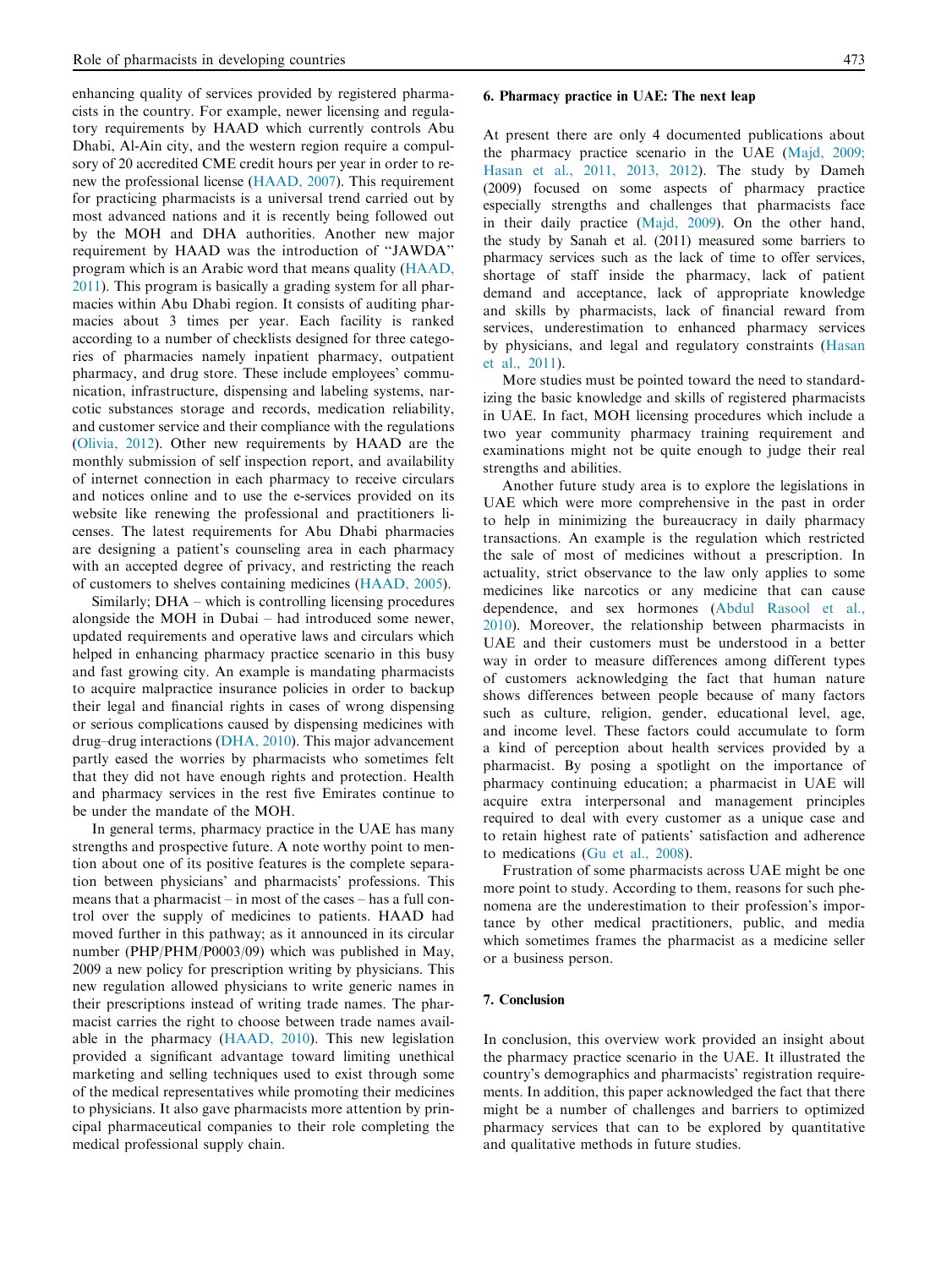enhancing quality of services provided by registered pharmacists in the country. For example, newer licensing and regulatory requirements by HAAD which currently controls Abu Dhabi, Al-Ain city, and the western region require a compulsory of 20 accredited CME credit hours per year in order to renew the professional license (HAAD, 2007). This requirement for practicing pharmacists is a universal trend carried out by most advanced nations and it is recently being followed out by the MOH and DHA authorities. Another new major requirement by HAAD was the introduction of "JAWDA" program which is an Arabic word that means quality (HAAD, 2011). This program is basically a grading system for all pharmacies within Abu Dhabi region. It consists of auditing pharmacies about 3 times per year. Each facility is ranked according to a number of checklists designed for three categories of pharmacies namely inpatient pharmacy, outpatient pharmacy, and drug store. These include employees' communication, infrastructure, dispensing and labeling systems, narcotic substances storage and records, medication reliability, and customer service and their compliance with the regulations (Olivia, 2012). Other new requirements by HAAD are the monthly submission of self inspection report, and availability of internet connection in each pharmacy to receive circulars and notices online and to use the e-services provided on its website like renewing the professional and practitioners licenses. The latest requirements for Abu Dhabi pharmacies are designing a patient's counseling area in each pharmacy with an accepted degree of privacy, and restricting the reach of customers to shelves containing medicines (HAAD, 2005).

Similarly; DHA – which is controlling licensing procedures alongside the MOH in Dubai – had introduced some newer, updated requirements and operative laws and circulars which helped in enhancing pharmacy practice scenario in this busy and fast growing city. An example is mandating pharmacists to acquire malpractice insurance policies in order to backup their legal and financial rights in cases of wrong dispensing or serious complications caused by dispensing medicines with drug–drug interactions (DHA, 2010). This major advancement partly eased the worries by pharmacists who sometimes felt that they did not have enough rights and protection. Health and pharmacy services in the rest five Emirates continue to be under the mandate of the MOH.

In general terms, pharmacy practice in the UAE has many strengths and prospective future. A note worthy point to mention about one of its positive features is the complete separation between physicians' and pharmacists' professions. This means that a pharmacist – in most of the cases – has a full control over the supply of medicines to patients. HAAD had moved further in this pathway; as it announced in its circular number (PHP/PHM/P0003/09) which was published in May, 2009 a new policy for prescription writing by physicians. This new regulation allowed physicians to write generic names in their prescriptions instead of writing trade names. The pharmacist carries the right to choose between trade names available in the pharmacy (HAAD, 2010). This new legislation provided a significant advantage toward limiting unethical marketing and selling techniques used to exist through some of the medical representatives while promoting their medicines to physicians. It also gave pharmacists more attention by principal pharmaceutical companies to their role completing the medical professional supply chain.

## 6. Pharmacy practice in UAE: The next leap

At present there are only 4 documented publications about the pharmacy practice scenario in the UAE (Majd, 2009; Hasan et al., 2011, 2013, 2012). The study by Dameh (2009) focused on some aspects of pharmacy practice especially strengths and challenges that pharmacists face in their daily practice (Majd, 2009). On the other hand, the study by Sanah et al. (2011) measured some barriers to pharmacy services such as the lack of time to offer services, shortage of staff inside the pharmacy, lack of patient demand and acceptance, lack of appropriate knowledge and skills by pharmacists, lack of financial reward from services, underestimation to enhanced pharmacy services by physicians, and legal and regulatory constraints (Hasan et al., 2011).

More studies must be pointed toward the need to standardizing the basic knowledge and skills of registered pharmacists in UAE. In fact, MOH licensing procedures which include a two year community pharmacy training requirement and examinations might not be quite enough to judge their real strengths and abilities.

Another future study area is to explore the legislations in UAE which were more comprehensive in the past in order to help in minimizing the bureaucracy in daily pharmacy transactions. An example is the regulation which restricted the sale of most of medicines without a prescription. In actuality, strict observance to the law only applies to some medicines like narcotics or any medicine that can cause dependence, and sex hormones (Abdul Rasool et al., 2010). Moreover, the relationship between pharmacists in UAE and their customers must be understood in a better way in order to measure differences among different types of customers acknowledging the fact that human nature shows differences between people because of many factors such as culture, religion, gender, educational level, age, and income level. These factors could accumulate to form a kind of perception about health services provided by a pharmacist. By posing a spotlight on the importance of pharmacy continuing education; a pharmacist in UAE will acquire extra interpersonal and management principles required to deal with every customer as a unique case and to retain highest rate of patients' satisfaction and adherence to medications (Gu et al., 2008).

Frustration of some pharmacists across UAE might be one more point to study. According to them, reasons for such phenomena are the underestimation to their profession's importance by other medical practitioners, public, and media which sometimes frames the pharmacist as a medicine seller or a business person.

## 7. Conclusion

In conclusion, this overview work provided an insight about the pharmacy practice scenario in the UAE. It illustrated the country's demographics and pharmacists' registration requirements. In addition, this paper acknowledged the fact that there might be a number of challenges and barriers to optimized pharmacy services that can to be explored by quantitative and qualitative methods in future studies.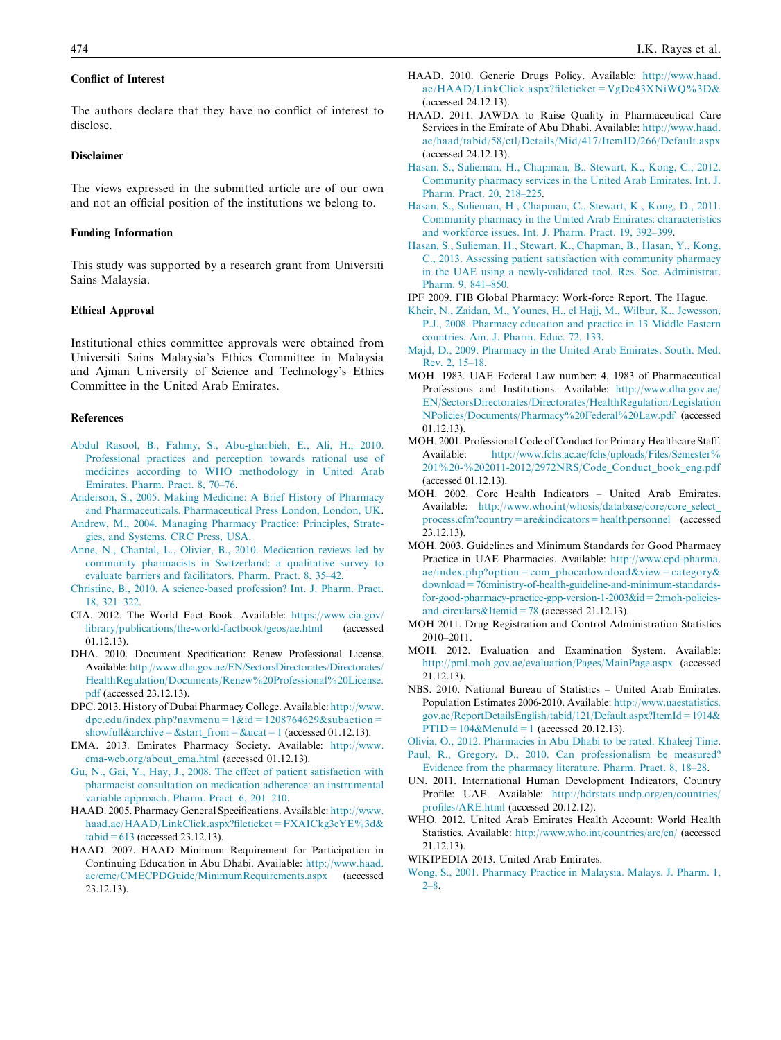### Conflict of Interest

The authors declare that they have no conflict of interest to disclose.

### Disclaimer

The views expressed in the submitted article are of our own and not an official position of the institutions we belong to.

### Funding Information

This study was supported by a research grant from Universiti Sains Malaysia.

### Ethical Approval

Institutional ethics committee approvals were obtained from Universiti Sains Malaysia's Ethics Committee in Malaysia and Ajman University of Science and Technology's Ethics Committee in the United Arab Emirates.

### References

Abdul Rasool, B., Fahmy, S., Abu-gharbieh, E., Ali, H., 2010. Professional practices and perception towards rational use of medicines according to WHO methodology in United Arab Emirates. Pharm. Pract. 8, 70–76.

Anderson, S., 2005. Making Medicine: A Brief History of Pharmacy and Pharmaceuticals. Pharmaceutical Press London, London, UK.

Andrew, M., 2004. Managing Pharmacy Practice: Principles, Strategies, and Systems. CRC Press, USA.

Anne, N., Chantal, L., Olivier, B., 2010. Medication reviews led by community pharmacists in Switzerland: a qualitative survey to evaluate barriers and facilitators. Pharm. Pract. 8, 35–42.

Christine, B., 2010. A science-based profession? Int. J. Pharm. Pract. 18, 321–322.

CIA. 2012. The World Fact Book. Available: https://www.cia.gov/library/publications/the-world-factbook/geos/ae.html (accessed 01.12.13).

DHA. 2010. Document Specification: Renew Professional License. Available: http://www.dha.gov.ae/EN/SectorsDirectorates/Directorates/HealthRegulation/Documents/Renew%20Professional%20License.pdf (accessed 23.12.13).

DPC. 2013. History of Dubai Pharmacy College. Available: http://www.dpc.edu/index.php?navmenu = 1&id = 1208764629&subaction = showfull&archive = &start_from = &ucat = 1 (accessed 01.12.13).

EMA. 2013. Emirates Pharmacy Society. Available: http://www.ema-web.org/about_ema.html (accessed 01.12.13).

Gu, N., Gai, Y., Hay, J., 2008. The effect of patient satisfaction with pharmacist consultation on medication adherence: an instrumental variable approach. Pharm. Pract. 6, 201–210.

HAAD. 2005. Pharmacy General Specifications. Available: http://www.haad.ae/HAAD/LinkClick.aspx?fileticket = FXAICkg3eYE%3d&tabid = 613 (accessed 23.12.13).

HAAD. 2007. HAAD Minimum Requirement for Participation in Continuing Education in Abu Dhabi. Available: http://www.haad.ae/cme/CMECPDGuide/MinimumRequirements.aspx (accessed 23.12.13).

HAAD. 2010. Generic Drugs Policy. Available: http://www.haad.ae/HAAD/LinkClick.aspx?fileticket = VgDe43XNiWQ%3D& (accessed 24.12.13).

HAAD. 2011. JAWDA to Raise Quality in Pharmaceutical Care Services in the Emirate of Abu Dhabi. Available: http://www.haad.ae/haad/tabid/58/ctl/Details/Mid/417/ItemID/266/Default.aspx (accessed 24.12.13).

Hasan, S., Sulieman, H., Chapman, B., Stewart, K., Kong, C., 2012. Community pharmacy services in the United Arab Emirates. Int. J. Pharm. Pract. 20, 218–225.

Hasan, S., Sulieman, H., Chapman, C., Stewart, K., Kong, D., 2011. Community pharmacy in the United Arab Emirates: characteristics and workforce issues. Int. J. Pharm. Pract. 19, 392–399.

Hasan, S., Sulieman, H., Stewart, K., Chapman, B., Hasan, Y., Kong, C., 2013. Assessing patient satisfaction with community pharmacy in the UAE using a newly-validated tool. Res. Soc. Administrat. Pharm. 9, 841–850.

IPF 2009. FIB Global Pharmacy: Work-force Report, The Hague.

Kheir, N., Zaidan, M., Younes, H., el Hajj, M., Wilbur, K., Jewesson, P.J., 2008. Pharmacy education and practice in 13 Middle Eastern countries. Am. J. Pharm. Educ. 72, 133.

Majd, D., 2009. Pharmacy in the United Arab Emirates. South. Med. Rev. 2, 15–18.

MOH. 1983. UAE Federal Law number: 4, 1983 of Pharmaceutical Professions and Institutions. Available: http://www.dha.gov.ae/EN/SectorsDirectorates/Directorates/HealthRegulation/LegislationNPolicies/Documents/Pharmacy%20Federal%20Law.pdf (accessed 01.12.13).

MOH. 2001. Professional Code of Conduct for Primary Healthcare Staff. Available: http://www.fchs.ac.ae/fchs/uploads/Files/Semester%201%20-%202011-2012/2972NRS/Code_Conduct_book_eng.pdf (accessed 01.12.13).

MOH. 2002. Core Health Indicators – United Arab Emirates. Available: http://www.who.int/whosis/database/core/core_select_process.cfm?country = are&indicators = healthpersonnel (accessed 23.12.13).

MOH. 2003. Guidelines and Minimum Standards for Good Pharmacy Practice in UAE Pharmacies. Available: http://www.cpd-pharma.ae/index.php?option = com_phocadownload&view = category&download = 76:ministry-of-health-guideline-and-minimum-standards-for-good-pharmacy-practice-gpp-version-1-2003&id = 2:moh-policies-and-circulars&Itemid = 78 (accessed 21.12.13).

MOH 2011. Drug Registration and Control Administration Statistics 2010–2011.

MOH. 2012. Evaluation and Examination System. Available: http://pml.moh.gov.ae/evaluation/Pages/MainPage.aspx (accessed 21.12.13).

NBS. 2010. National Bureau of Statistics – United Arab Emirates. Population Estimates 2006-2010. Available: http://www.uaestatistics.gov.ae/ReportDetailsEnglish/tabid/121/Default.aspx?ItemId = 1914&PTID = 104&MenuId = 1 (accessed 20.12.13).

Olivia, O., 2012. Pharmacies in Abu Dhabi to be rated. Khaleej Time.

Paul, R., Gregory, D., 2010. Can professionalism be measured? Evidence from the pharmacy literature. Pharm. Pract. 8, 18–28.

UN. 2011. International Human Development Indicators, Country Profile: UAE. Available: http://hdrstats.undp.org/en/countries/profiles/ARE.html (accessed 20.12.12).

WHO. 2012. United Arab Emirates Health Account: World Health Statistics. Available: http://www.who.int/countries/are/en/ (accessed 21.12.13).

WIKIPEDIA 2013. United Arab Emirates.

Wong, S., 2001. Pharmacy Practice in Malaysia. Malays. J. Pharm. 1, 2–8.